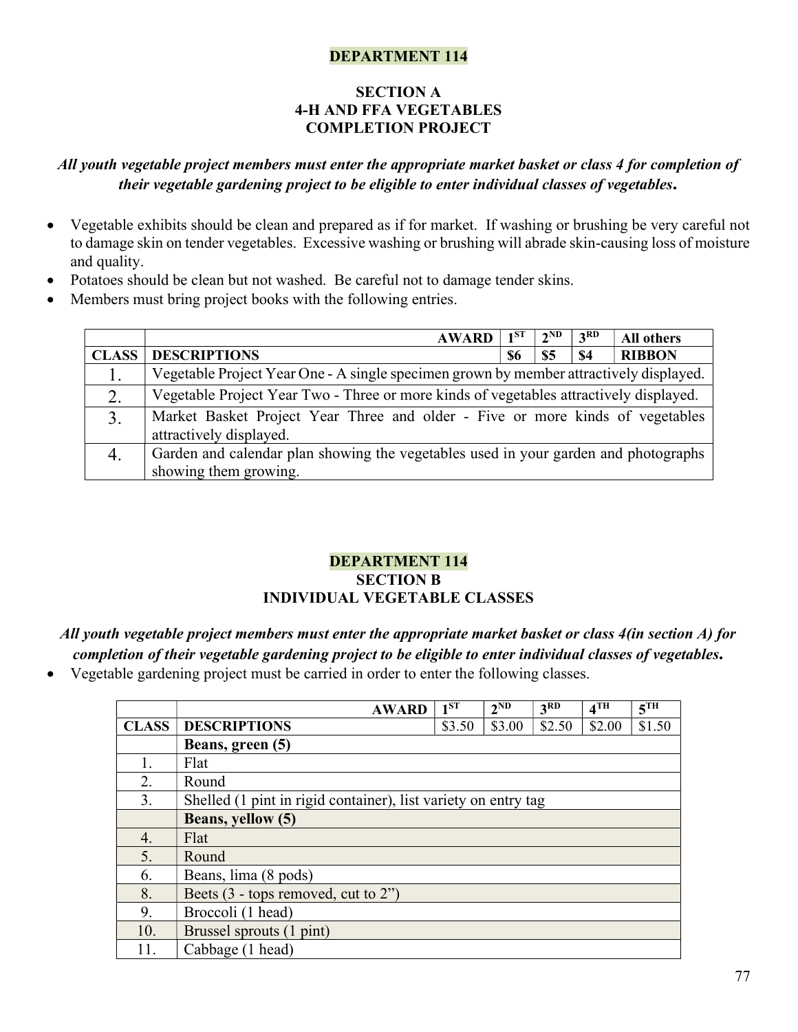## DEPARTMENT 114

### SECTION A
### 4-H AND FFA VEGETABLES
### COMPLETION PROJECT

***All youth vegetable project members must enter the appropriate market basket or class 4 for completion of their vegetable gardening project to be eligible to enter individual classes of vegetables.***

- Vegetable exhibits should be clean and prepared as if for market. If washing or brushing be very careful not to damage skin on tender vegetables. Excessive washing or brushing will abrade skin-causing loss of moisture and quality.
- Potatoes should be clean but not washed. Be careful not to damage tender skins.
- Members must bring project books with the following entries.

| | **AWARD** | **1ST** | **2ND** | **3RD** | **All others** |
|---|---|---|---|---|---|
| **CLASS** | **DESCRIPTIONS** | **$6** | **$5** | **$4** | **RIBBON** |
| 1. | Vegetable Project Year One - A single specimen grown by member attractively displayed. | | | | |
| 2. | Vegetable Project Year Two - Three or more kinds of vegetables attractively displayed. | | | | |
| 3. | Market Basket Project Year Three and older - Five or more kinds of vegetables attractively displayed. | | | | |
| 4. | Garden and calendar plan showing the vegetables used in your garden and photographs showing them growing. | | | | |

## DEPARTMENT 114

### SECTION B
### INDIVIDUAL VEGETABLE CLASSES

***All youth vegetable project members must enter the appropriate market basket or class 4(in section A) for completion of their vegetable gardening project to be eligible to enter individual classes of vegetables.***

- Vegetable gardening project must be carried in order to enter the following classes.

| | **AWARD** | **1ST** | **2ND** | **3RD** | **4TH** | **5TH** |
|---|---|---|---|---|---|---|
| **CLASS** | **DESCRIPTIONS** | $3.50 | $3.00 | $2.50 | $2.00 | $1.50 |
| | **Beans, green (5)** | | | | | |
| 1. | Flat | | | | | |
| 2. | Round | | | | | |
| 3. | Shelled (1 pint in rigid container), list variety on entry tag | | | | | |
| | **Beans, yellow (5)** | | | | | |
| 4. | Flat | | | | | |
| 5. | Round | | | | | |
| 6. | Beans, lima (8 pods) | | | | | |
| 8. | Beets (3 - tops removed, cut to 2") | | | | | |
| 9. | Broccoli (1 head) | | | | | |
| 10. | Brussel sprouts (1 pint) | | | | | |
| 11. | Cabbage (1 head) | | | | | |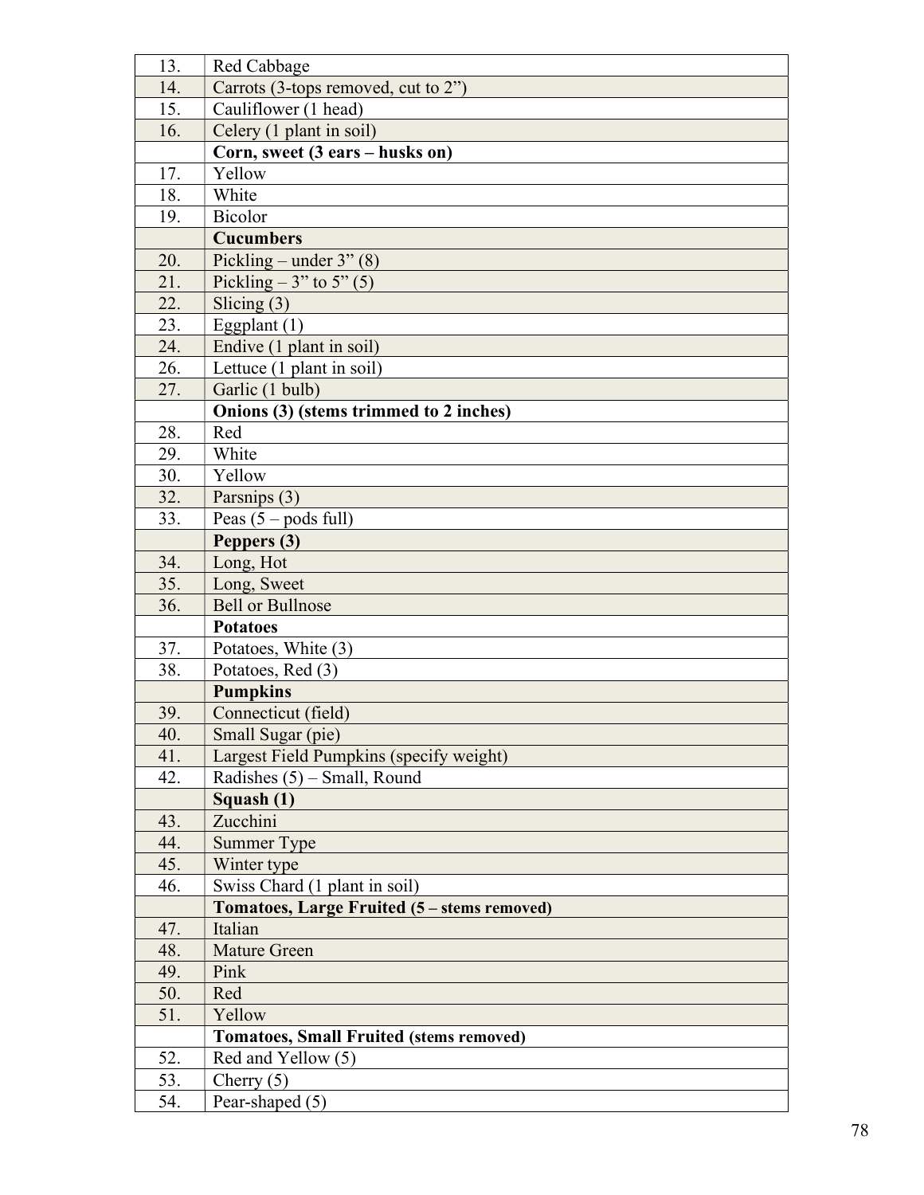| | |
|---|---|
| 13. | Red Cabbage |
| 14. | Carrots (3-tops removed, cut to 2”) |
| 15. | Cauliflower (1 head) |
| 16. | Celery (1 plant in soil) |
| | **Corn, sweet (3 ears – husks on)** |
| 17. | Yellow |
| 18. | White |
| 19. | Bicolor |
| | **Cucumbers** |
| 20. | Pickling – under 3” (8) |
| 21. | Pickling – 3” to 5” (5) |
| 22. | Slicing (3) |
| 23. | Eggplant (1) |
| 24. | Endive (1 plant in soil) |
| 26. | Lettuce (1 plant in soil) |
| 27. | Garlic (1 bulb) |
| | **Onions (3) (stems trimmed to 2 inches)** |
| 28. | Red |
| 29. | White |
| 30. | Yellow |
| 32. | Parsnips (3) |
| 33. | Peas (5 – pods full) |
| | **Peppers (3)** |
| 34. | Long, Hot |
| 35. | Long, Sweet |
| 36. | Bell or Bullnose |
| | **Potatoes** |
| 37. | Potatoes, White (3) |
| 38. | Potatoes, Red (3) |
| | **Pumpkins** |
| 39. | Connecticut (field) |
| 40. | Small Sugar (pie) |
| 41. | Largest Field Pumpkins (specify weight) |
| 42. | Radishes (5) – Small, Round |
| | **Squash (1)** |
| 43. | Zucchini |
| 44. | Summer Type |
| 45. | Winter type |
| 46. | Swiss Chard (1 plant in soil) |
| | **Tomatoes, Large Fruited (5 – stems removed)** |
| 47. | Italian |
| 48. | Mature Green |
| 49. | Pink |
| 50. | Red |
| 51. | Yellow |
| | **Tomatoes, Small Fruited (stems removed)** |
| 52. | Red and Yellow (5) |
| 53. | Cherry (5) |
| 54. | Pear-shaped (5) |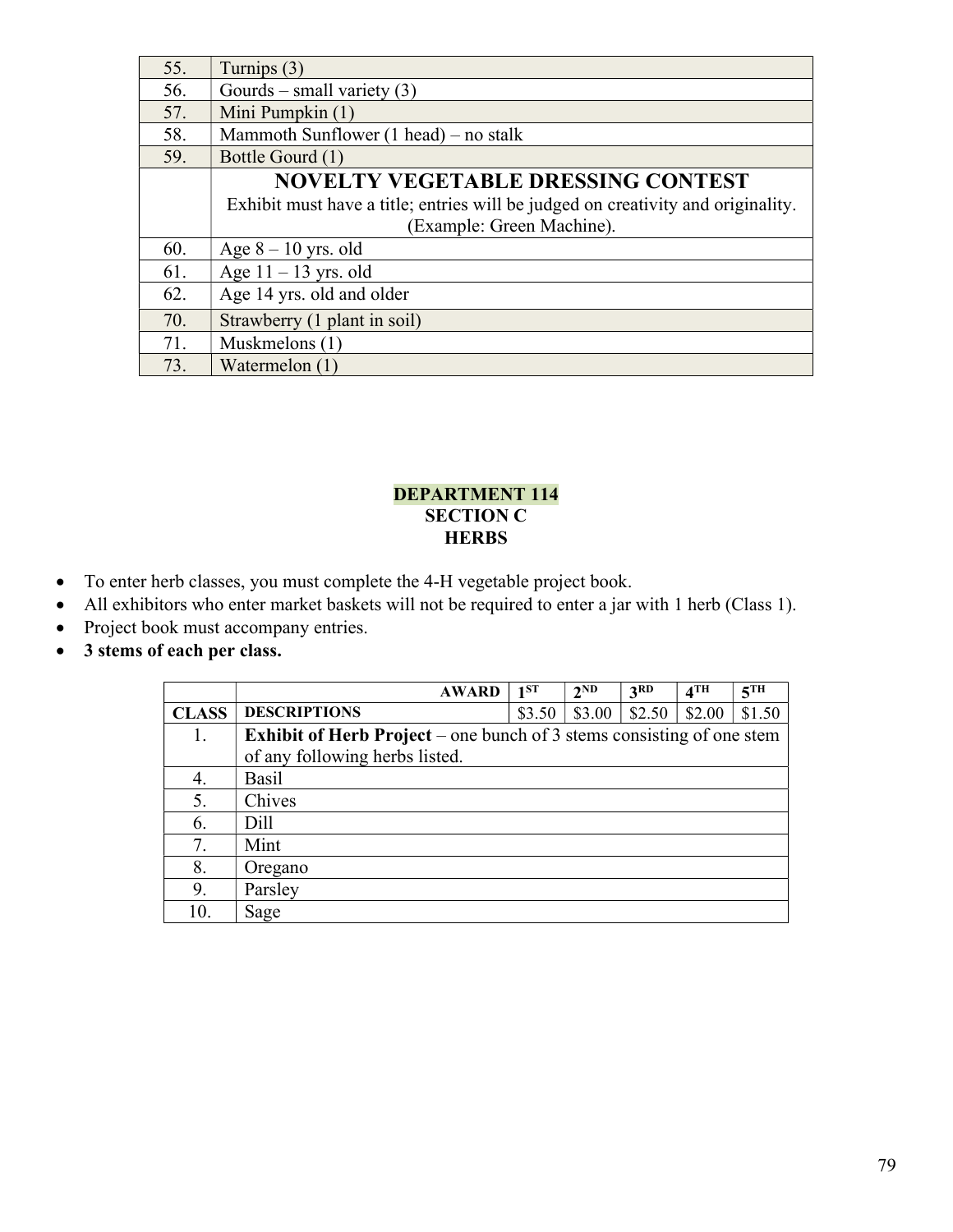| | |
|---|---|
| 55. | Turnips (3) |
| 56. | Gourds – small variety (3) |
| 57. | Mini Pumpkin (1) |
| 58. | Mammoth Sunflower (1 head) – no stalk |
| 59. | Bottle Gourd (1) |
| | **NOVELTY VEGETABLE DRESSING CONTEST**<br>Exhibit must have a title; entries will be judged on creativity and originality. (Example: Green Machine). |
| 60. | Age 8 – 10 yrs. old |
| 61. | Age 11 – 13 yrs. old |
| 62. | Age 14 yrs. old and older |
| 70. | Strawberry (1 plant in soil) |
| 71. | Muskmelons (1) |
| 73. | Watermelon (1) |

## DEPARTMENT 114
### SECTION C
### HERBS

- To enter herb classes, you must complete the 4-H vegetable project book.
- All exhibitors who enter market baskets will not be required to enter a jar with 1 herb (Class 1).
- Project book must accompany entries.
- **3 stems of each per class.**

| | **AWARD** | 1ST | 2ND | 3RD | 4TH | 5TH |
|---|---|---|---|---|---|---|
| **CLASS** | **DESCRIPTIONS** | $3.50 | $3.00 | $2.50 | $2.00 | $1.50 |
| 1. | **Exhibit of Herb Project** – one bunch of 3 stems consisting of one stem of any following herbs listed. | | | | | |
| 4. | Basil | | | | | |
| 5. | Chives | | | | | |
| 6. | Dill | | | | | |
| 7. | Mint | | | | | |
| 8. | Oregano | | | | | |
| 9. | Parsley | | | | | |
| 10. | Sage | | | | | |